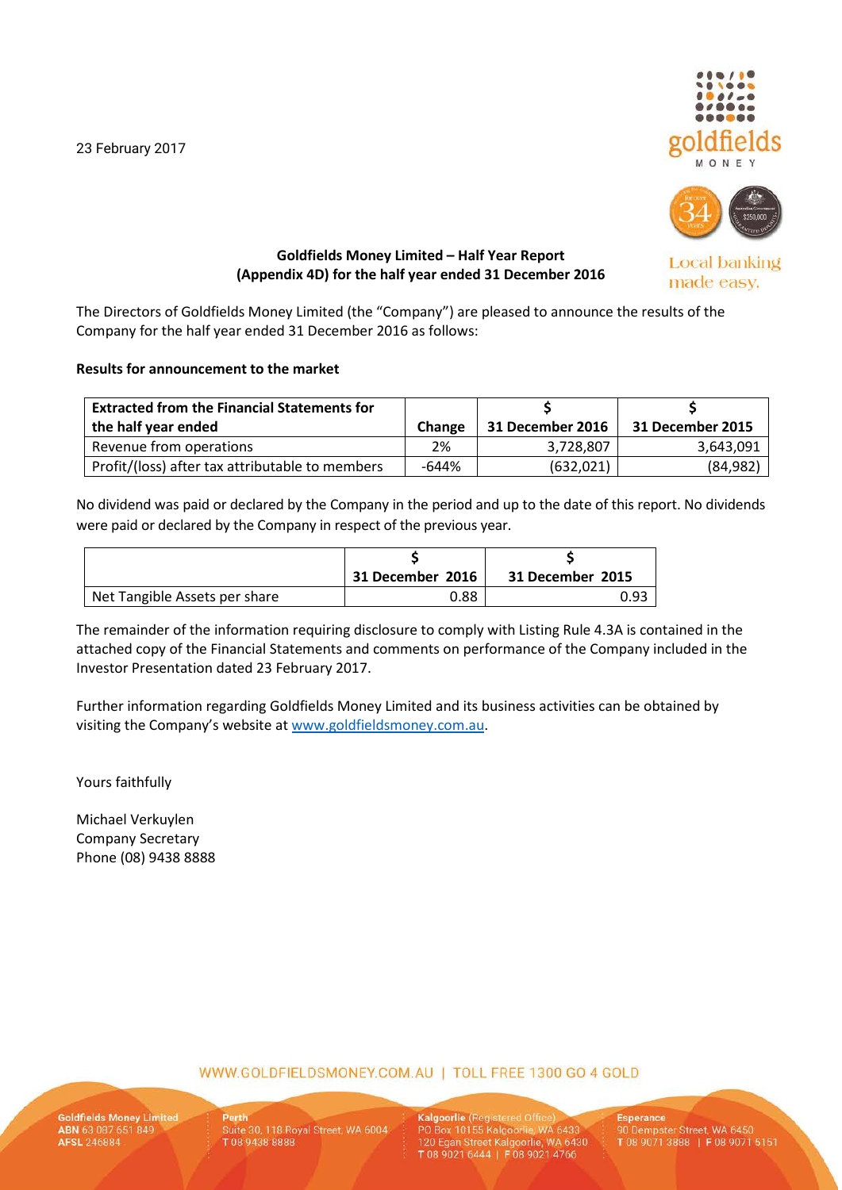23 February 2017

**Goldfields Money Limited – Half Year Report (Appendix 4D) for the half year ended 31 December 2016**

The Directors of Goldfields Money Limited (the "Company") are pleased to announce the results of the Company for the half year ended 31 December 2016 as follows:

**Results for announcement to the market**

| Extracted from the Financial Statements for the half year ended | Change | \$ 31 December 2016 | \$ 31 December 2015 |
|---|---|---|---|
| Revenue from operations | 2% | 3,728,807 | 3,643,091 |
| Profit/(loss) after tax attributable to members | -644% | (632,021) | (84,982) |

No dividend was paid or declared by the Company in the period and up to the date of this report. No dividends were paid or declared by the Company in respect of the previous year.

| | \$ 31 December 2016 | \$ 31 December 2015 |
|---|---|---|
| Net Tangible Assets per share | 0.88 | 0.93 |

The remainder of the information requiring disclosure to comply with Listing Rule 4.3A is contained in the attached copy of the Financial Statements and comments on performance of the Company included in the Investor Presentation dated 23 February 2017.

Further information regarding Goldfields Money Limited and its business activities can be obtained by visiting the Company's website at www.goldfieldsmoney.com.au.

Yours faithfully

Michael Verkuylen
Company Secretary
Phone (08) 9438 8888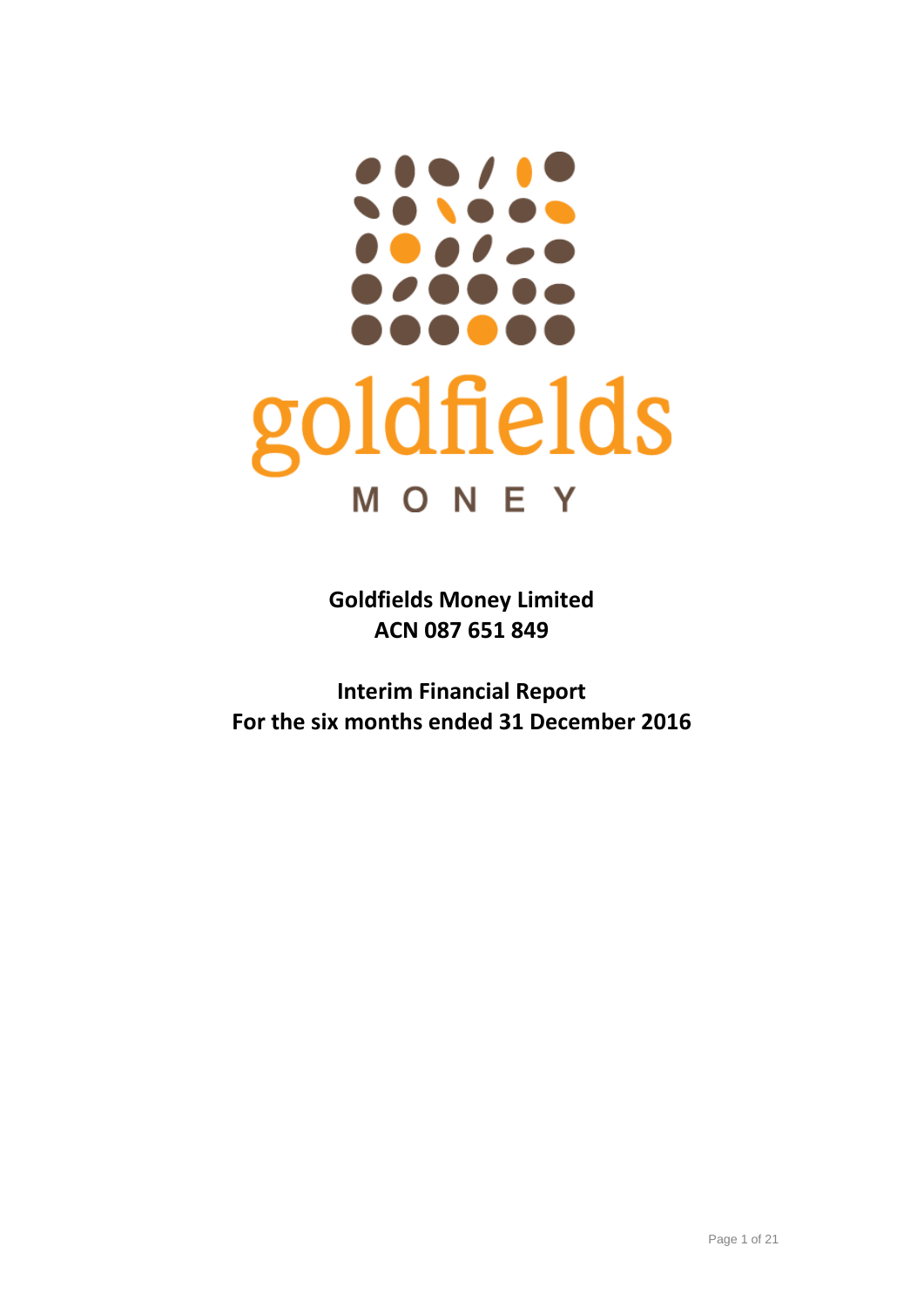goldfields

MONEY

**Goldfields Money Limited**
**ACN 087 651 849**

**Interim Financial Report**
**For the six months ended 31 December 2016**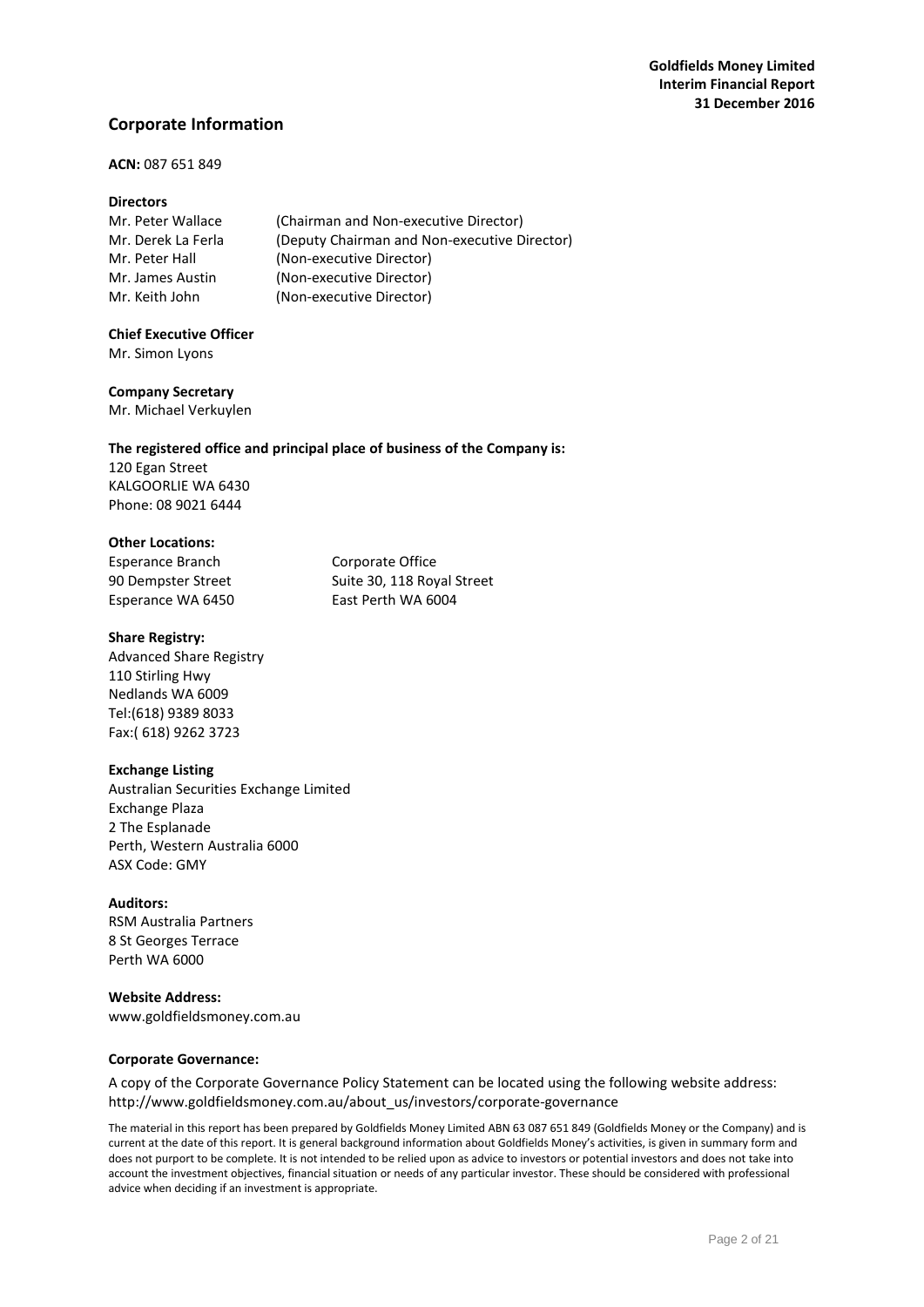## Corporate Information

**ACN:** 087 651 849

**Directors**

| | |
|---|---|
| Mr. Peter Wallace | (Chairman and Non-executive Director) |
| Mr. Derek La Ferla | (Deputy Chairman and Non-executive Director) |
| Mr. Peter Hall | (Non-executive Director) |
| Mr. James Austin | (Non-executive Director) |
| Mr. Keith John | (Non-executive Director) |

**Chief Executive Officer**

Mr. Simon Lyons

**Company Secretary**

Mr. Michael Verkuylen

**The registered office and principal place of business of the Company is:**

120 Egan Street
KALGOORLIE WA 6430
Phone: 08 9021 6444

**Other Locations:**

| | |
|---|---|
| Esperance Branch | Corporate Office |
| 90 Dempster Street | Suite 30, 118 Royal Street |
| Esperance WA 6450 | East Perth WA 6004 |

**Share Registry:**

Advanced Share Registry
110 Stirling Hwy
Nedlands WA 6009
Tel:(618) 9389 8033
Fax:( 618) 9262 3723

**Exchange Listing**

Australian Securities Exchange Limited
Exchange Plaza
2 The Esplanade
Perth, Western Australia 6000
ASX Code: GMY

**Auditors:**

RSM Australia Partners
8 St Georges Terrace
Perth WA 6000

**Website Address:**

www.goldfieldsmoney.com.au

**Corporate Governance:**

A copy of the Corporate Governance Policy Statement can be located using the following website address: http://www.goldfieldsmoney.com.au/about_us/investors/corporate-governance

The material in this report has been prepared by Goldfields Money Limited ABN 63 087 651 849 (Goldfields Money or the Company) and is current at the date of this report. It is general background information about Goldfields Money's activities, is given in summary form and does not purport to be complete. It is not intended to be relied upon as advice to investors or potential investors and does not take into account the investment objectives, financial situation or needs of any particular investor. These should be considered with professional advice when deciding if an investment is appropriate.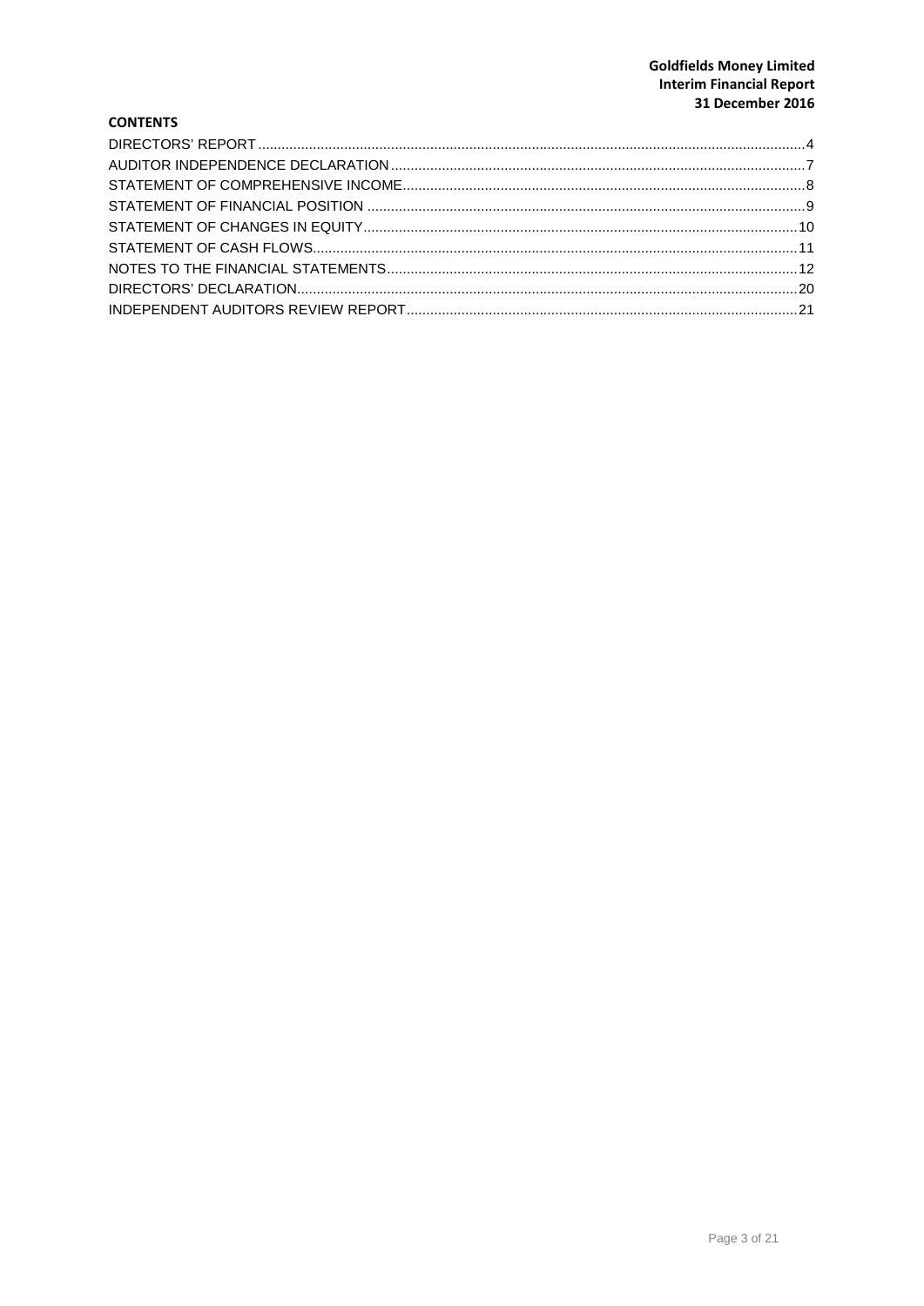## CONTENTS

| | |
|---|---|
| DIRECTORS' REPORT | 4 |
| AUDITOR INDEPENDENCE DECLARATION | 7 |
| STATEMENT OF COMPREHENSIVE INCOME | 8 |
| STATEMENT OF FINANCIAL POSITION | 9 |
| STATEMENT OF CHANGES IN EQUITY | 10 |
| STATEMENT OF CASH FLOWS | 11 |
| NOTES TO THE FINANCIAL STATEMENTS | 12 |
| DIRECTORS' DECLARATION | 20 |
| INDEPENDENT AUDITORS REVIEW REPORT | 21 |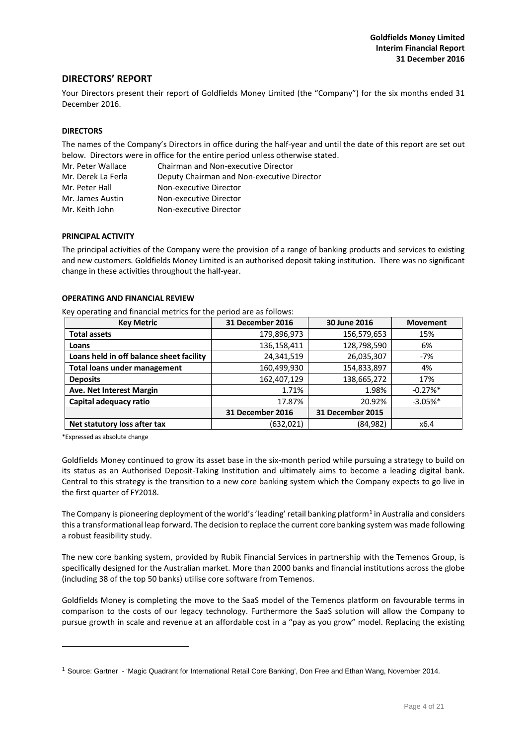## DIRECTORS' REPORT

Your Directors present their report of Goldfields Money Limited (the "Company") for the six months ended 31 December 2016.

### DIRECTORS

The names of the Company's Directors in office during the half-year and until the date of this report are set out below. Directors were in office for the entire period unless otherwise stated.

Mr. Peter Wallace Chairman and Non-executive Director
Mr. Derek La Ferla Deputy Chairman and Non-executive Director
Mr. Peter Hall Non-executive Director
Mr. James Austin Non-executive Director
Mr. Keith John Non-executive Director

### PRINCIPAL ACTIVITY

The principal activities of the Company were the provision of a range of banking products and services to existing and new customers. Goldfields Money Limited is an authorised deposit taking institution. There was no significant change in these activities throughout the half-year.

### OPERATING AND FINANCIAL REVIEW

Key operating and financial metrics for the period are as follows:

| Key Metric | 31 December 2016 | 30 June 2016 | Movement |
|---|---|---|---|
| **Total assets** | 179,896,973 | 156,579,653 | 15% |
| **Loans** | 136,158,411 | 128,798,590 | 6% |
| **Loans held in off balance sheet facility** | 24,341,519 | 26,035,307 | -7% |
| **Total loans under management** | 160,499,930 | 154,833,897 | 4% |
| **Deposits** | 162,407,129 | 138,665,272 | 17% |
| **Ave. Net Interest Margin** | 1.71% | 1.98% | -0.27%* |
| **Capital adequacy ratio** | 17.87% | 20.92% | -3.05%* |
| | **31 December 2016** | **31 December 2015** | |
| **Net statutory loss after tax** | (632,021) | (84,982) | x6.4 |

*Expressed as absolute change

Goldfields Money continued to grow its asset base in the six-month period while pursuing a strategy to build on its status as an Authorised Deposit-Taking Institution and ultimately aims to become a leading digital bank. Central to this strategy is the transition to a new core banking system which the Company expects to go live in the first quarter of FY2018.

The Company is pioneering deployment of the world's 'leading' retail banking platform[1] in Australia and considers this a transformational leap forward. The decision to replace the current core banking system was made following a robust feasibility study.

The new core banking system, provided by Rubik Financial Services in partnership with the Temenos Group, is specifically designed for the Australian market. More than 2000 banks and financial institutions across the globe (including 38 of the top 50 banks) utilise core software from Temenos.

Goldfields Money is completing the move to the SaaS model of the Temenos platform on favourable terms in comparison to the costs of our legacy technology. Furthermore the SaaS solution will allow the Company to pursue growth in scale and revenue at an affordable cost in a "pay as you grow" model. Replacing the existing

[1] Source: Gartner - 'Magic Quadrant for International Retail Core Banking', Don Free and Ethan Wang, November 2014.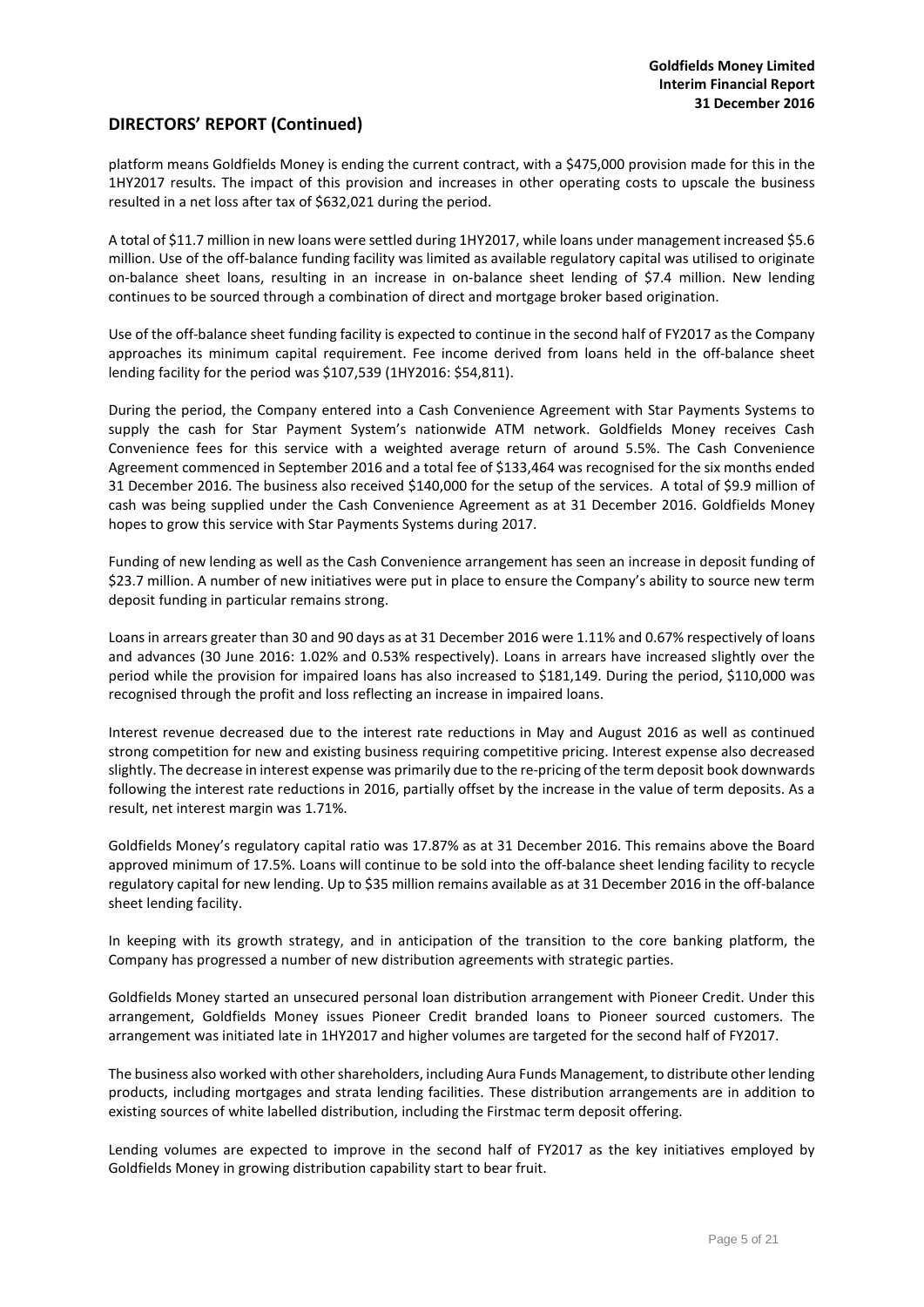## DIRECTORS' REPORT (Continued)

platform means Goldfields Money is ending the current contract, with a $475,000 provision made for this in the 1HY2017 results. The impact of this provision and increases in other operating costs to upscale the business resulted in a net loss after tax of $632,021 during the period.

A total of $11.7 million in new loans were settled during 1HY2017, while loans under management increased $5.6 million. Use of the off-balance funding facility was limited as available regulatory capital was utilised to originate on-balance sheet loans, resulting in an increase in on-balance sheet lending of $7.4 million. New lending continues to be sourced through a combination of direct and mortgage broker based origination.

Use of the off-balance sheet funding facility is expected to continue in the second half of FY2017 as the Company approaches its minimum capital requirement. Fee income derived from loans held in the off-balance sheet lending facility for the period was $107,539 (1HY2016: $54,811).

During the period, the Company entered into a Cash Convenience Agreement with Star Payments Systems to supply the cash for Star Payment System's nationwide ATM network. Goldfields Money receives Cash Convenience fees for this service with a weighted average return of around 5.5%. The Cash Convenience Agreement commenced in September 2016 and a total fee of $133,464 was recognised for the six months ended 31 December 2016. The business also received $140,000 for the setup of the services. A total of $9.9 million of cash was being supplied under the Cash Convenience Agreement as at 31 December 2016. Goldfields Money hopes to grow this service with Star Payments Systems during 2017.

Funding of new lending as well as the Cash Convenience arrangement has seen an increase in deposit funding of $23.7 million. A number of new initiatives were put in place to ensure the Company's ability to source new term deposit funding in particular remains strong.

Loans in arrears greater than 30 and 90 days as at 31 December 2016 were 1.11% and 0.67% respectively of loans and advances (30 June 2016: 1.02% and 0.53% respectively). Loans in arrears have increased slightly over the period while the provision for impaired loans has also increased to $181,149. During the period, $110,000 was recognised through the profit and loss reflecting an increase in impaired loans.

Interest revenue decreased due to the interest rate reductions in May and August 2016 as well as continued strong competition for new and existing business requiring competitive pricing. Interest expense also decreased slightly. The decrease in interest expense was primarily due to the re-pricing of the term deposit book downwards following the interest rate reductions in 2016, partially offset by the increase in the value of term deposits. As a result, net interest margin was 1.71%.

Goldfields Money's regulatory capital ratio was 17.87% as at 31 December 2016. This remains above the Board approved minimum of 17.5%. Loans will continue to be sold into the off-balance sheet lending facility to recycle regulatory capital for new lending. Up to $35 million remains available as at 31 December 2016 in the off-balance sheet lending facility.

In keeping with its growth strategy, and in anticipation of the transition to the core banking platform, the Company has progressed a number of new distribution agreements with strategic parties.

Goldfields Money started an unsecured personal loan distribution arrangement with Pioneer Credit. Under this arrangement, Goldfields Money issues Pioneer Credit branded loans to Pioneer sourced customers. The arrangement was initiated late in 1HY2017 and higher volumes are targeted for the second half of FY2017.

The business also worked with other shareholders, including Aura Funds Management, to distribute other lending products, including mortgages and strata lending facilities. These distribution arrangements are in addition to existing sources of white labelled distribution, including the Firstmac term deposit offering.

Lending volumes are expected to improve in the second half of FY2017 as the key initiatives employed by Goldfields Money in growing distribution capability start to bear fruit.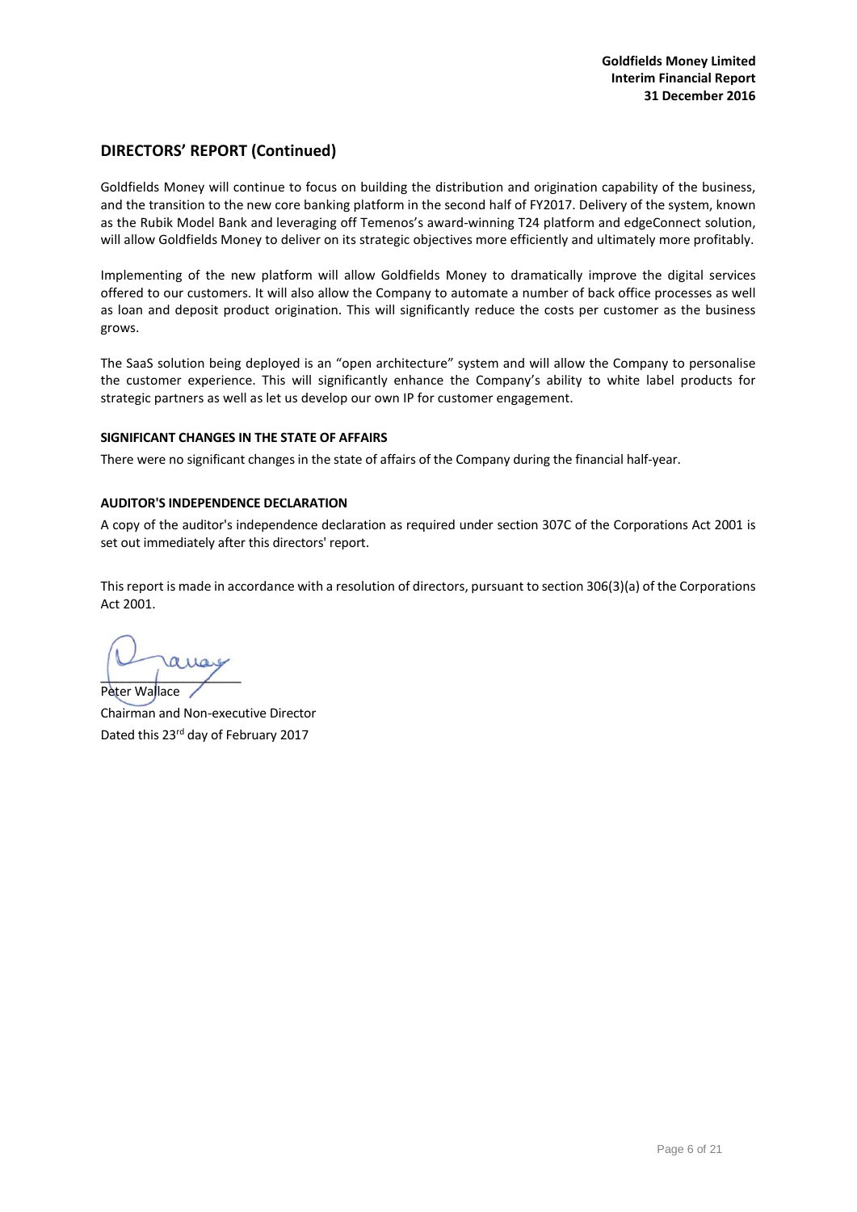## DIRECTORS' REPORT (Continued)

Goldfields Money will continue to focus on building the distribution and origination capability of the business, and the transition to the new core banking platform in the second half of FY2017. Delivery of the system, known as the Rubik Model Bank and leveraging off Temenos's award-winning T24 platform and edgeConnect solution, will allow Goldfields Money to deliver on its strategic objectives more efficiently and ultimately more profitably.

Implementing of the new platform will allow Goldfields Money to dramatically improve the digital services offered to our customers. It will also allow the Company to automate a number of back office processes as well as loan and deposit product origination. This will significantly reduce the costs per customer as the business grows.

The SaaS solution being deployed is an "open architecture" system and will allow the Company to personalise the customer experience. This will significantly enhance the Company's ability to white label products for strategic partners as well as let us develop our own IP for customer engagement.

### SIGNIFICANT CHANGES IN THE STATE OF AFFAIRS

There were no significant changes in the state of affairs of the Company during the financial half-year.

### AUDITOR'S INDEPENDENCE DECLARATION

A copy of the auditor's independence declaration as required under section 307C of the Corporations Act 2001 is set out immediately after this directors' report.

This report is made in accordance with a resolution of directors, pursuant to section 306(3)(a) of the Corporations Act 2001.

Peter Wallace
Chairman and Non-executive Director
Dated this 23rd day of February 2017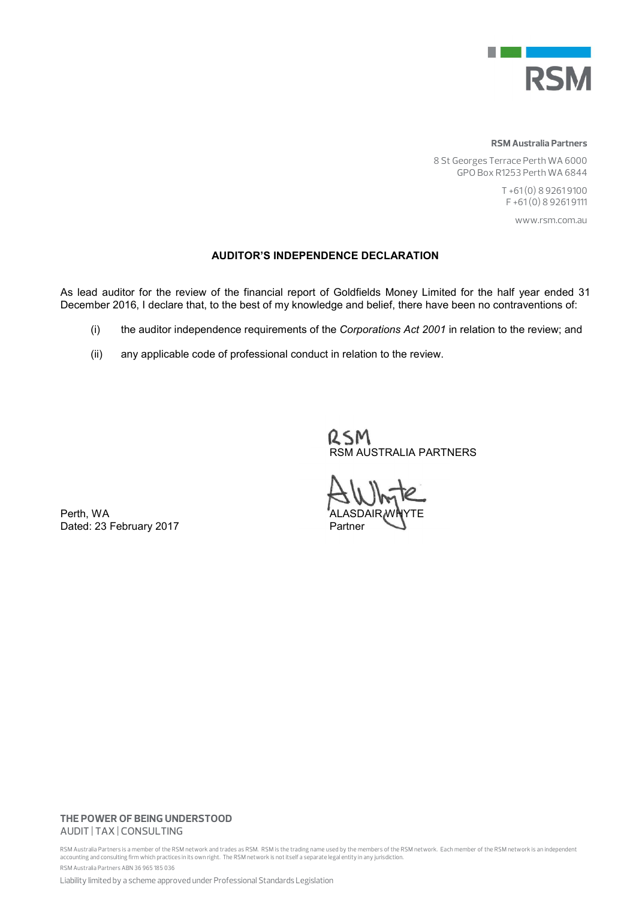RSM

**RSM Australia Partners**

8 St Georges Terrace Perth WA 6000
GPO Box R1253 Perth WA 6844

T +61 (0) 8 9261 9100
F +61 (0) 8 9261 9111

www.rsm.com.au

## AUDITOR'S INDEPENDENCE DECLARATION

As lead auditor for the review of the financial report of Goldfields Money Limited for the half year ended 31 December 2016, I declare that, to the best of my knowledge and belief, there have been no contraventions of:

(i) the auditor independence requirements of the *Corporations Act 2001* in relation to the review; and

(ii) any applicable code of professional conduct in relation to the review.

RSM
RSM AUSTRALIA PARTNERS

ALASDAIR WHYTE
Partner

Perth, WA
Dated: 23 February 2017

**THE POWER OF BEING UNDERSTOOD**
AUDIT | TAX | CONSULTING

RSM Australia Partners is a member of the RSM network and trades as RSM. RSM is the trading name used by the members of the RSM network. Each member of the RSM network is an independent accounting and consulting firm which practices in its own right. The RSM network is not itself a separate legal entity in any jurisdiction.

RSM Australia Partners ABN 36 965 185 036

Liability limited by a scheme approved under Professional Standards Legislation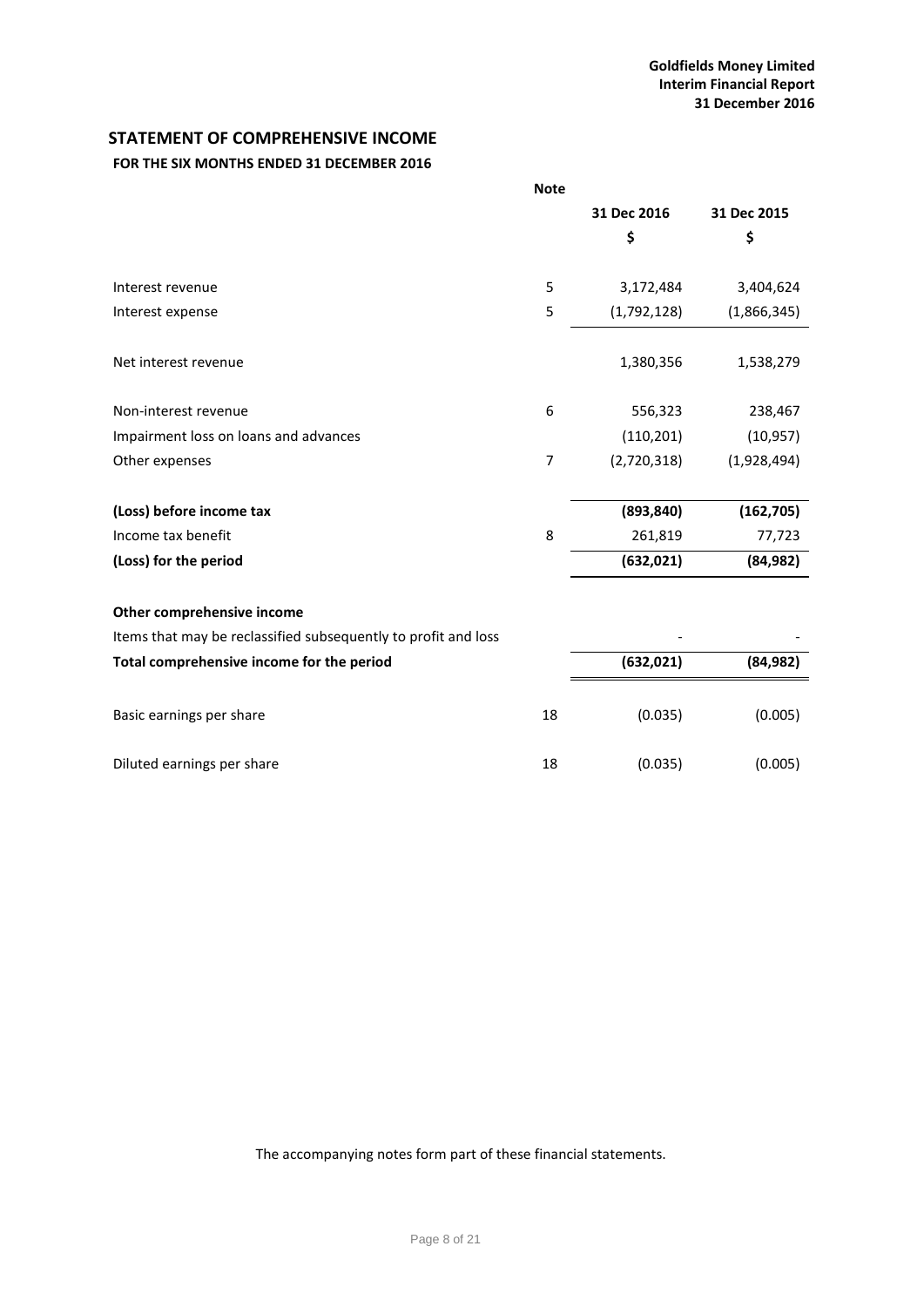**Goldfields Money Limited**
**Interim Financial Report**
**31 December 2016**

## STATEMENT OF COMPREHENSIVE INCOME

**FOR THE SIX MONTHS ENDED 31 DECEMBER 2016**

| | Note | 31 Dec 2016 | 31 Dec 2015 |
|---|---|---|---|
| | | $ | $ |
| Interest revenue | 5 | 3,172,484 | 3,404,624 |
| Interest expense | 5 | (1,792,128) | (1,866,345) |
| Net interest revenue | | 1,380,356 | 1,538,279 |
| Non-interest revenue | 6 | 556,323 | 238,467 |
| Impairment loss on loans and advances | | (110,201) | (10,957) |
| Other expenses | 7 | (2,720,318) | (1,928,494) |
| **(Loss) before income tax** | | **(893,840)** | **(162,705)** |
| Income tax benefit | 8 | 261,819 | 77,723 |
| **(Loss) for the period** | | **(632,021)** | **(84,982)** |
| **Other comprehensive income** | | | |
| Items that may be reclassified subsequently to profit and loss | | - | - |
| **Total comprehensive income for the period** | | **(632,021)** | **(84,982)** |
| Basic earnings per share | 18 | (0.035) | (0.005) |
| Diluted earnings per share | 18 | (0.035) | (0.005) |

The accompanying notes form part of these financial statements.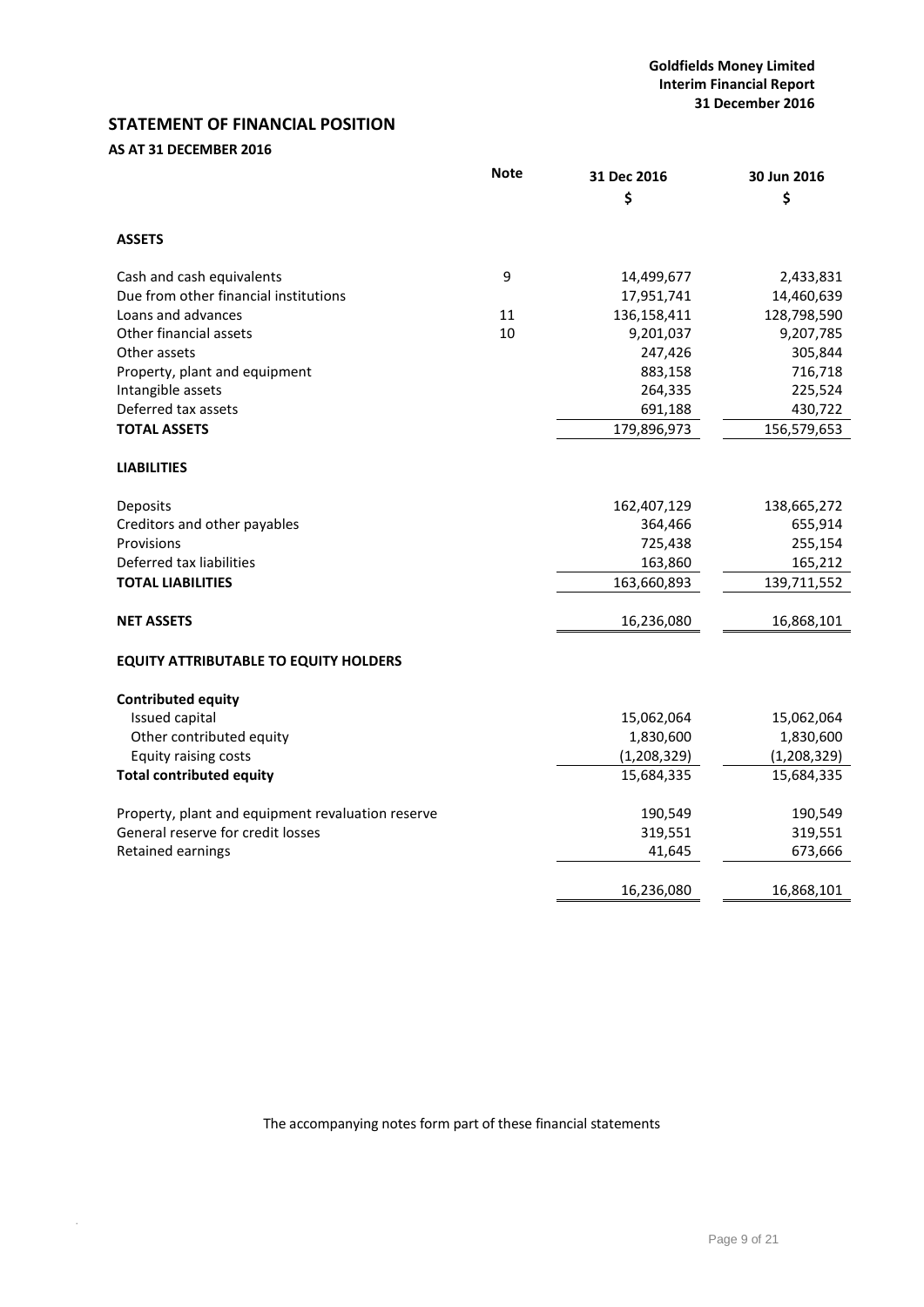## STATEMENT OF FINANCIAL POSITION

### AS AT 31 DECEMBER 2016

| | Note | 31 Dec 2016 | 30 Jun 2016 |
|---|---|---|---|
| | | $ | $ |
| **ASSETS** | | | |
| Cash and cash equivalents | 9 | 14,499,677 | 2,433,831 |
| Due from other financial institutions | | 17,951,741 | 14,460,639 |
| Loans and advances | 11 | 136,158,411 | 128,798,590 |
| Other financial assets | 10 | 9,201,037 | 9,207,785 |
| Other assets | | 247,426 | 305,844 |
| Property, plant and equipment | | 883,158 | 716,718 |
| Intangible assets | | 264,335 | 225,524 |
| Deferred tax assets | | 691,188 | 430,722 |
| **TOTAL ASSETS** | | 179,896,973 | 156,579,653 |
| **LIABILITIES** | | | |
| Deposits | | 162,407,129 | 138,665,272 |
| Creditors and other payables | | 364,466 | 655,914 |
| Provisions | | 725,438 | 255,154 |
| Deferred tax liabilities | | 163,860 | 165,212 |
| **TOTAL LIABILITIES** | | 163,660,893 | 139,711,552 |
| **NET ASSETS** | | 16,236,080 | 16,868,101 |
| **EQUITY ATTRIBUTABLE TO EQUITY HOLDERS** | | | |
| **Contributed equity** | | | |
| Issued capital | | 15,062,064 | 15,062,064 |
| Other contributed equity | | 1,830,600 | 1,830,600 |
| Equity raising costs | | (1,208,329) | (1,208,329) |
| **Total contributed equity** | | 15,684,335 | 15,684,335 |
| Property, plant and equipment revaluation reserve | | 190,549 | 190,549 |
| General reserve for credit losses | | 319,551 | 319,551 |
| Retained earnings | | 41,645 | 673,666 |
| | | 16,236,080 | 16,868,101 |

The accompanying notes form part of these financial statements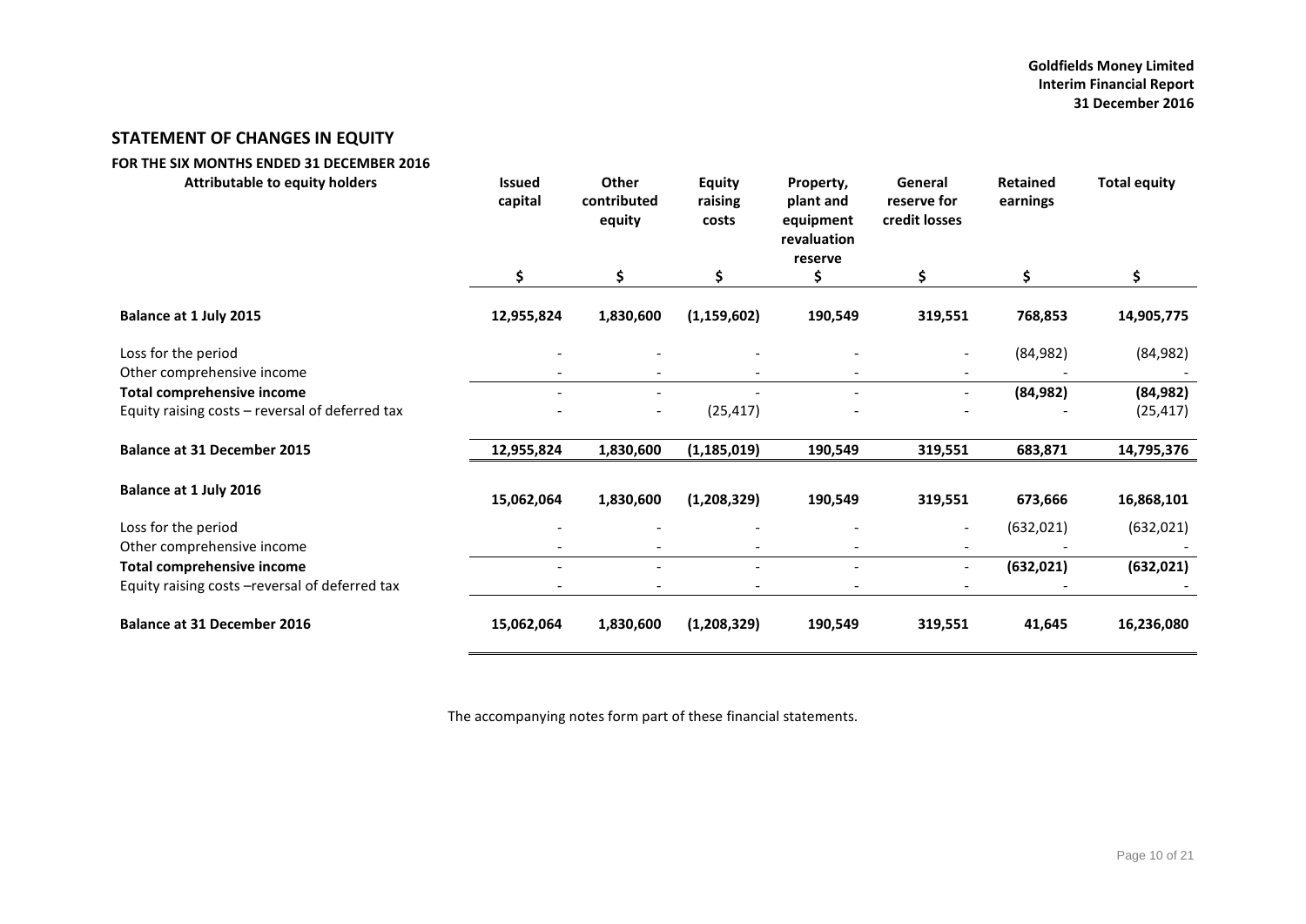Goldfields Money Limited
Interim Financial Report
31 December 2016

## STATEMENT OF CHANGES IN EQUITY

### FOR THE SIX MONTHS ENDED 31 DECEMBER 2016

| Attributable to equity holders | Issued capital | Other contributed equity | Equity raising costs | Property, plant and equipment revaluation reserve | General reserve for credit losses | Retained earnings | Total equity |
|---|---|---|---|---|---|---|---|
| | $ | $ | $ | $ | $ | $ | $ |
| **Balance at 1 July 2015** | **12,955,824** | **1,830,600** | **(1,159,602)** | **190,549** | **319,551** | **768,853** | **14,905,775** |
| Loss for the period | - | - | - | - | - | (84,982) | (84,982) |
| Other comprehensive income | - | - | - | - | - | - | - |
| **Total comprehensive income** | - | - | - | - | - | **(84,982)** | **(84,982)** |
| Equity raising costs – reversal of deferred tax | - | - | (25,417) | - | - | - | (25,417) |
| **Balance at 31 December 2015** | **12,955,824** | **1,830,600** | **(1,185,019)** | **190,549** | **319,551** | **683,871** | **14,795,376** |
| **Balance at 1 July 2016** | **15,062,064** | **1,830,600** | **(1,208,329)** | **190,549** | **319,551** | **673,666** | **16,868,101** |
| Loss for the period | - | - | - | - | - | (632,021) | (632,021) |
| Other comprehensive income | - | - | - | - | - | - | - |
| **Total comprehensive income** | - | - | - | - | - | **(632,021)** | **(632,021)** |
| Equity raising costs –reversal of deferred tax | - | - | - | - | - | - | - |
| **Balance at 31 December 2016** | **15,062,064** | **1,830,600** | **(1,208,329)** | **190,549** | **319,551** | **41,645** | **16,236,080** |

The accompanying notes form part of these financial statements.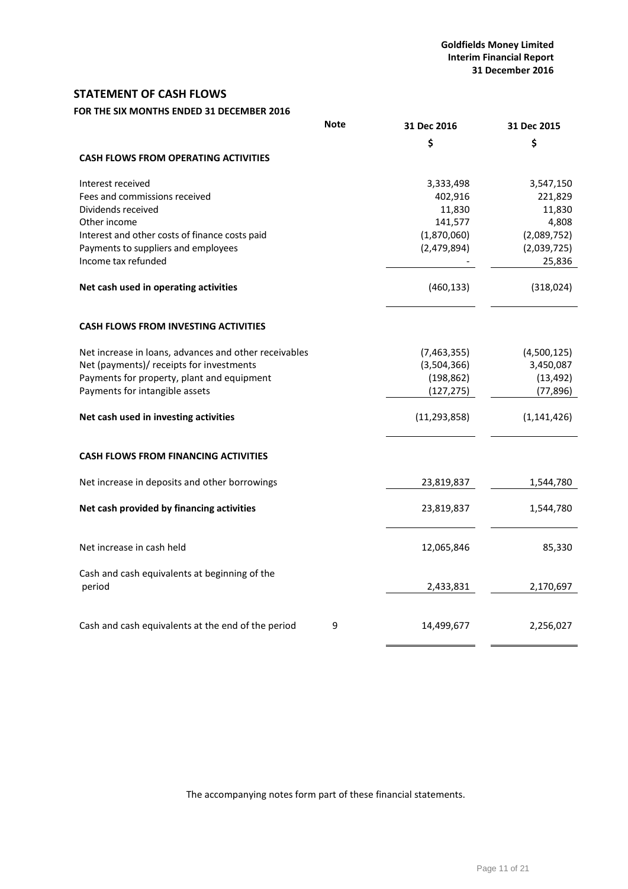Goldfields Money Limited
Interim Financial Report
31 December 2016

## STATEMENT OF CASH FLOWS

### FOR THE SIX MONTHS ENDED 31 DECEMBER 2016

| | Note | 31 Dec 2016 | 31 Dec 2015 |
|---|---|---|---|
| | | $ | $ |
| **CASH FLOWS FROM OPERATING ACTIVITIES** | | | |
| Interest received | | 3,333,498 | 3,547,150 |
| Fees and commissions received | | 402,916 | 221,829 |
| Dividends received | | 11,830 | 11,830 |
| Other income | | 141,577 | 4,808 |
| Interest and other costs of finance costs paid | | (1,870,060) | (2,089,752) |
| Payments to suppliers and employees | | (2,479,894) | (2,039,725) |
| Income tax refunded | | - | 25,836 |
| **Net cash used in operating activities** | | (460,133) | (318,024) |
| **CASH FLOWS FROM INVESTING ACTIVITIES** | | | |
| Net increase in loans, advances and other receivables | | (7,463,355) | (4,500,125) |
| Net (payments)/ receipts for investments | | (3,504,366) | 3,450,087 |
| Payments for property, plant and equipment | | (198,862) | (13,492) |
| Payments for intangible assets | | (127,275) | (77,896) |
| **Net cash used in investing activities** | | (11,293,858) | (1,141,426) |
| **CASH FLOWS FROM FINANCING ACTIVITIES** | | | |
| Net increase in deposits and other borrowings | | 23,819,837 | 1,544,780 |
| **Net cash provided by financing activities** | | 23,819,837 | 1,544,780 |
| Net increase in cash held | | 12,065,846 | 85,330 |
| Cash and cash equivalents at beginning of the period | | 2,433,831 | 2,170,697 |
| Cash and cash equivalents at the end of the period | 9 | 14,499,677 | 2,256,027 |

The accompanying notes form part of these financial statements.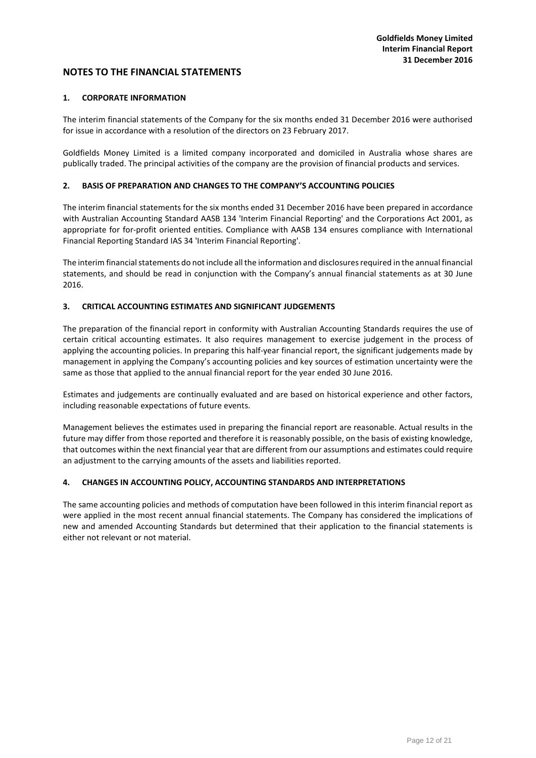## NOTES TO THE FINANCIAL STATEMENTS

### 1. CORPORATE INFORMATION

The interim financial statements of the Company for the six months ended 31 December 2016 were authorised for issue in accordance with a resolution of the directors on 23 February 2017.

Goldfields Money Limited is a limited company incorporated and domiciled in Australia whose shares are publically traded. The principal activities of the company are the provision of financial products and services.

### 2. BASIS OF PREPARATION AND CHANGES TO THE COMPANY'S ACCOUNTING POLICIES

The interim financial statements for the six months ended 31 December 2016 have been prepared in accordance with Australian Accounting Standard AASB 134 'Interim Financial Reporting' and the Corporations Act 2001, as appropriate for for-profit oriented entities. Compliance with AASB 134 ensures compliance with International Financial Reporting Standard IAS 34 'Interim Financial Reporting'.

The interim financial statements do not include all the information and disclosures required in the annual financial statements, and should be read in conjunction with the Company's annual financial statements as at 30 June 2016.

### 3. CRITICAL ACCOUNTING ESTIMATES AND SIGNIFICANT JUDGEMENTS

The preparation of the financial report in conformity with Australian Accounting Standards requires the use of certain critical accounting estimates. It also requires management to exercise judgement in the process of applying the accounting policies. In preparing this half-year financial report, the significant judgements made by management in applying the Company's accounting policies and key sources of estimation uncertainty were the same as those that applied to the annual financial report for the year ended 30 June 2016.

Estimates and judgements are continually evaluated and are based on historical experience and other factors, including reasonable expectations of future events.

Management believes the estimates used in preparing the financial report are reasonable. Actual results in the future may differ from those reported and therefore it is reasonably possible, on the basis of existing knowledge, that outcomes within the next financial year that are different from our assumptions and estimates could require an adjustment to the carrying amounts of the assets and liabilities reported.

### 4. CHANGES IN ACCOUNTING POLICY, ACCOUNTING STANDARDS AND INTERPRETATIONS

The same accounting policies and methods of computation have been followed in this interim financial report as were applied in the most recent annual financial statements. The Company has considered the implications of new and amended Accounting Standards but determined that their application to the financial statements is either not relevant or not material.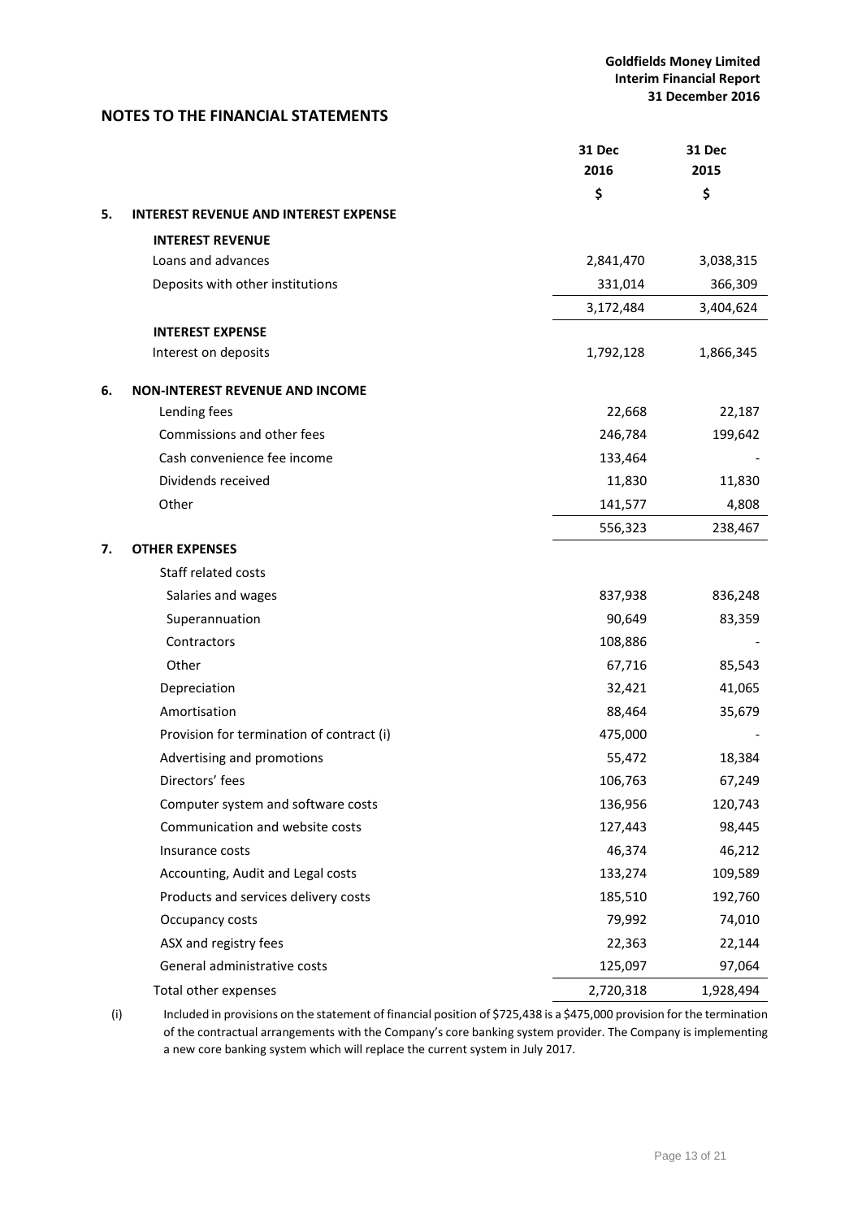## NOTES TO THE FINANCIAL STATEMENTS

| | | 31 Dec 2016 | 31 Dec 2015 |
|---|---|---|---|
| | | $ | $ |
| **5.** | **INTEREST REVENUE AND INTEREST EXPENSE** | | |
| | **INTEREST REVENUE** | | |
| | Loans and advances | 2,841,470 | 3,038,315 |
| | Deposits with other institutions | 331,014 | 366,309 |
| | | 3,172,484 | 3,404,624 |
| | **INTEREST EXPENSE** | | |
| | Interest on deposits | 1,792,128 | 1,866,345 |
| **6.** | **NON-INTEREST REVENUE AND INCOME** | | |
| | Lending fees | 22,668 | 22,187 |
| | Commissions and other fees | 246,784 | 199,642 |
| | Cash convenience fee income | 133,464 | - |
| | Dividends received | 11,830 | 11,830 |
| | Other | 141,577 | 4,808 |
| | | 556,323 | 238,467 |
| **7.** | **OTHER EXPENSES** | | |
| | Staff related costs | | |
| | Salaries and wages | 837,938 | 836,248 |
| | Superannuation | 90,649 | 83,359 |
| | Contractors | 108,886 | - |
| | Other | 67,716 | 85,543 |
| | Depreciation | 32,421 | 41,065 |
| | Amortisation | 88,464 | 35,679 |
| | Provision for termination of contract (i) | 475,000 | - |
| | Advertising and promotions | 55,472 | 18,384 |
| | Directors' fees | 106,763 | 67,249 |
| | Computer system and software costs | 136,956 | 120,743 |
| | Communication and website costs | 127,443 | 98,445 |
| | Insurance costs | 46,374 | 46,212 |
| | Accounting, Audit and Legal costs | 133,274 | 109,589 |
| | Products and services delivery costs | 185,510 | 192,760 |
| | Occupancy costs | 79,992 | 74,010 |
| | ASX and registry fees | 22,363 | 22,144 |
| | General administrative costs | 125,097 | 97,064 |
| | Total other expenses | 2,720,318 | 1,928,494 |

(i) Included in provisions on the statement of financial position of $725,438 is a $475,000 provision for the termination of the contractual arrangements with the Company's core banking system provider. The Company is implementing a new core banking system which will replace the current system in July 2017.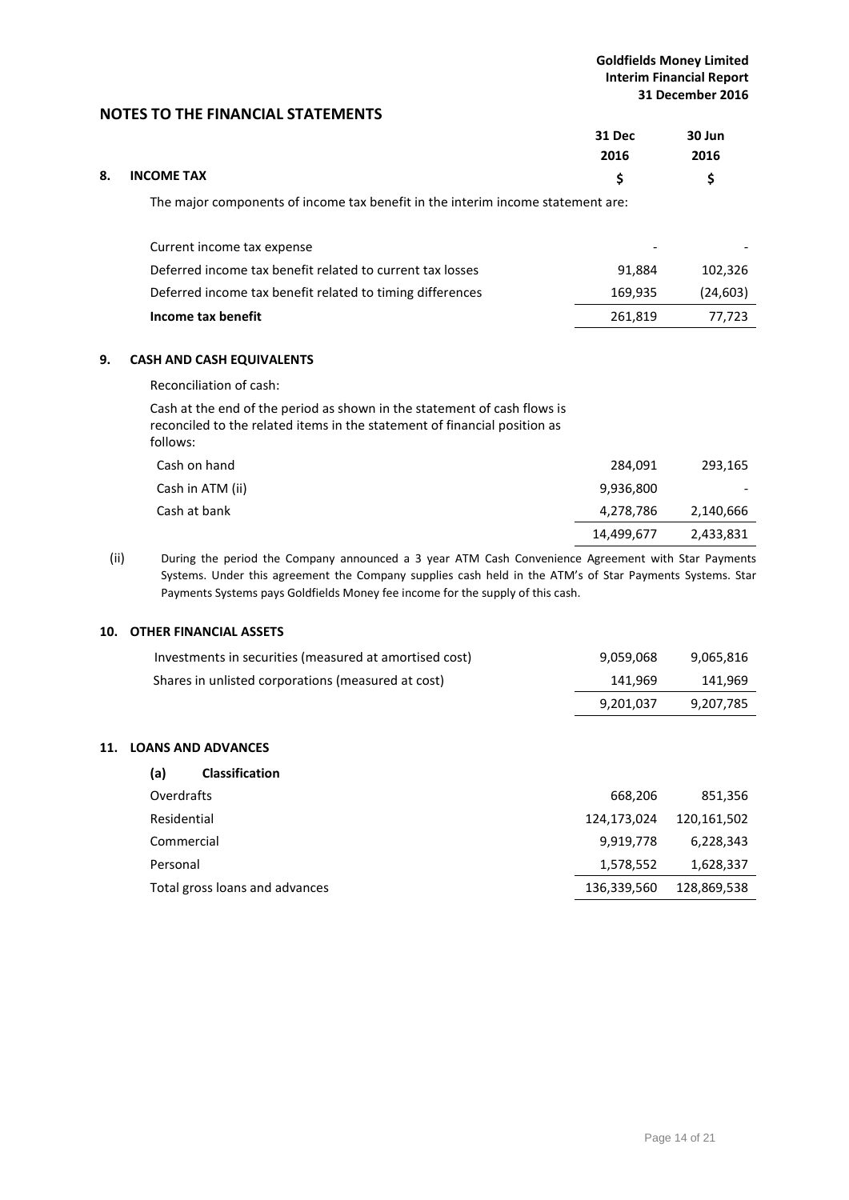## NOTES TO THE FINANCIAL STATEMENTS

### 8. INCOME TAX

The major components of income tax benefit in the interim income statement are:

| | 31 Dec 2016 $ | 30 Jun 2016 $ |
|---|---|---|
| Current income tax expense | - | - |
| Deferred income tax benefit related to current tax losses | 91,884 | 102,326 |
| Deferred income tax benefit related to timing differences | 169,935 | (24,603) |
| **Income tax benefit** | 261,819 | 77,723 |

### 9. CASH AND CASH EQUIVALENTS

Reconciliation of cash:

Cash at the end of the period as shown in the statement of cash flows is reconciled to the related items in the statement of financial position as follows:

| | 31 Dec 2016 $ | 30 Jun 2016 $ |
|---|---|---|
| Cash on hand | 284,091 | 293,165 |
| Cash in ATM (ii) | 9,936,800 | - |
| Cash at bank | 4,278,786 | 2,140,666 |
| | 14,499,677 | 2,433,831 |

(ii) During the period the Company announced a 3 year ATM Cash Convenience Agreement with Star Payments Systems. Under this agreement the Company supplies cash held in the ATM's of Star Payments Systems. Star Payments Systems pays Goldfields Money fee income for the supply of this cash.

### 10. OTHER FINANCIAL ASSETS

| | 31 Dec 2016 $ | 30 Jun 2016 $ |
|---|---|---|
| Investments in securities (measured at amortised cost) | 9,059,068 | 9,065,816 |
| Shares in unlisted corporations (measured at cost) | 141,969 | 141,969 |
| | 9,201,037 | 9,207,785 |

### 11. LOANS AND ADVANCES

**(a) Classification**

| | 31 Dec 2016 $ | 30 Jun 2016 $ |
|---|---|---|
| Overdrafts | 668,206 | 851,356 |
| Residential | 124,173,024 | 120,161,502 |
| Commercial | 9,919,778 | 6,228,343 |
| Personal | 1,578,552 | 1,628,337 |
| Total gross loans and advances | 136,339,560 | 128,869,538 |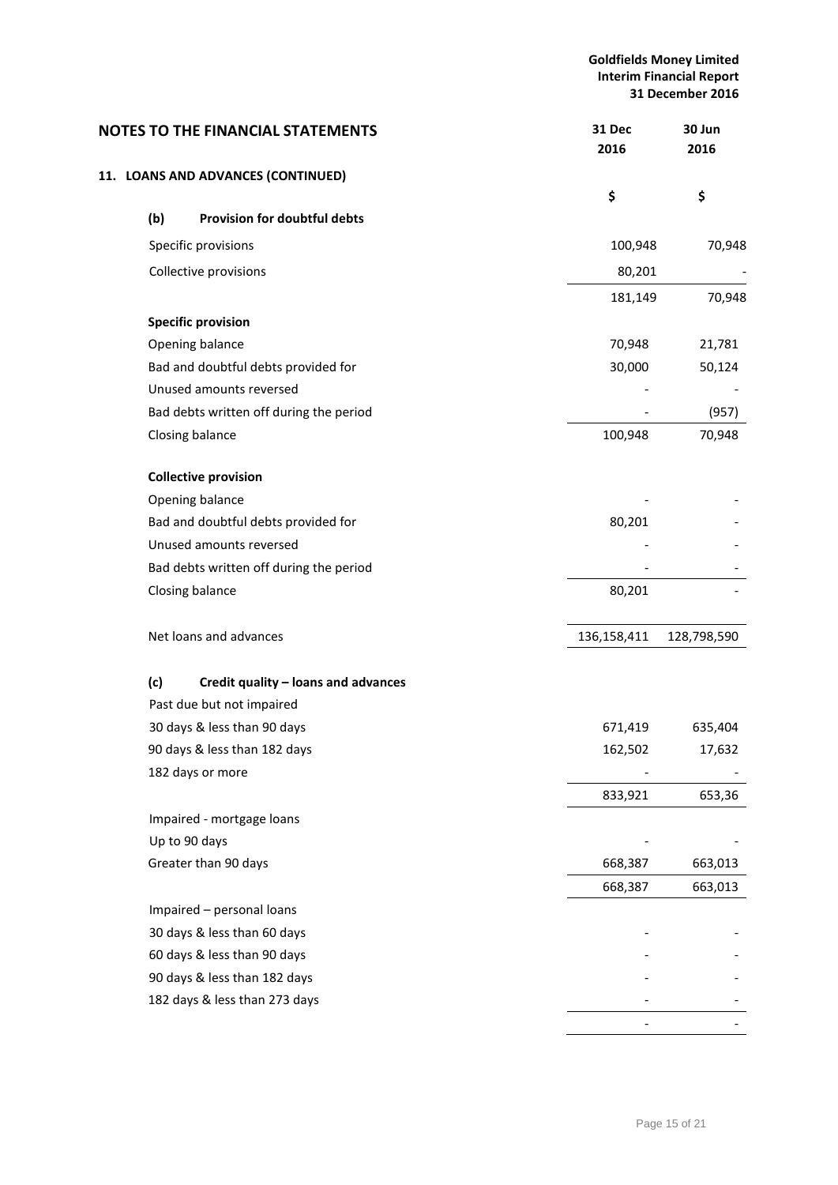## NOTES TO THE FINANCIAL STATEMENTS

### 11. LOANS AND ADVANCES (CONTINUED)

| | 31 Dec 2016 | 30 Jun 2016 |
|---|---|---|
| | $ | $ |
| **(b) Provision for doubtful debts** | | |
| Specific provisions | 100,948 | 70,948 |
| Collective provisions | 80,201 | - |
| | 181,149 | 70,948 |
| **Specific provision** | | |
| Opening balance | 70,948 | 21,781 |
| Bad and doubtful debts provided for | 30,000 | 50,124 |
| Unused amounts reversed | - | - |
| Bad debts written off during the period | - | (957) |
| Closing balance | 100,948 | 70,948 |
| **Collective provision** | | |
| Opening balance | - | - |
| Bad and doubtful debts provided for | 80,201 | - |
| Unused amounts reversed | - | - |
| Bad debts written off during the period | - | - |
| Closing balance | 80,201 | - |
| Net loans and advances | 136,158,411 | 128,798,590 |
| **(c) Credit quality – loans and advances** | | |
| Past due but not impaired | | |
| 30 days & less than 90 days | 671,419 | 635,404 |
| 90 days & less than 182 days | 162,502 | 17,632 |
| 182 days or more | - | - |
| | 833,921 | 653,36 |
| Impaired - mortgage loans | | |
| Up to 90 days | - | - |
| Greater than 90 days | 668,387 | 663,013 |
| | 668,387 | 663,013 |
| Impaired – personal loans | | |
| 30 days & less than 60 days | - | - |
| 60 days & less than 90 days | - | - |
| 90 days & less than 182 days | - | - |
| 182 days & less than 273 days | - | - |
| | - | - |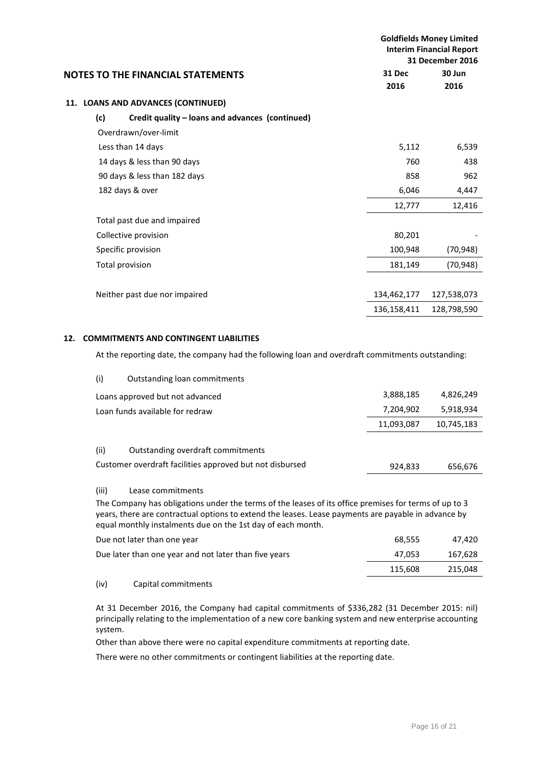## NOTES TO THE FINANCIAL STATEMENTS

### 11. LOANS AND ADVANCES (CONTINUED)

#### (c) Credit quality – loans and advances (continued)

| | 31 Dec 2016 | 30 Jun 2016 |
|---|---|---|
| Overdrawn/over-limit | | |
| Less than 14 days | 5,112 | 6,539 |
| 14 days & less than 90 days | 760 | 438 |
| 90 days & less than 182 days | 858 | 962 |
| 182 days & over | 6,046 | 4,447 |
| | 12,777 | 12,416 |
| Total past due and impaired | | |
| Collective provision | 80,201 | - |
| Specific provision | 100,948 | (70,948) |
| Total provision | 181,149 | (70,948) |
| | | |
| Neither past due nor impaired | 134,462,177 | 127,538,073 |
| | 136,158,411 | 128,798,590 |

### 12. COMMITMENTS AND CONTINGENT LIABILITIES

At the reporting date, the company had the following loan and overdraft commitments outstanding:

| | 31 Dec 2016 | 30 Jun 2016 |
|---|---|---|
| (i) Outstanding loan commitments | | |
| Loans approved but not advanced | 3,888,185 | 4,826,249 |
| Loan funds available for redraw | 7,204,902 | 5,918,934 |
| | 11,093,087 | 10,745,183 |
| | | |
| (ii) Outstanding overdraft commitments | | |
| Customer overdraft facilities approved but not disbursed | 924,833 | 656,676 |

(iii) Lease commitments

The Company has obligations under the terms of the leases of its office premises for terms of up to 3 years, there are contractual options to extend the leases. Lease payments are payable in advance by equal monthly instalments due on the 1st day of each month.

| | 31 Dec 2016 | 30 Jun 2016 |
|---|---|---|
| Due not later than one year | 68,555 | 47,420 |
| Due later than one year and not later than five years | 47,053 | 167,628 |
| | 115,608 | 215,048 |

(iv) Capital commitments

At 31 December 2016, the Company had capital commitments of $336,282 (31 December 2015: nil) principally relating to the implementation of a new core banking system and new enterprise accounting system.

Other than above there were no capital expenditure commitments at reporting date.

There were no other commitments or contingent liabilities at the reporting date.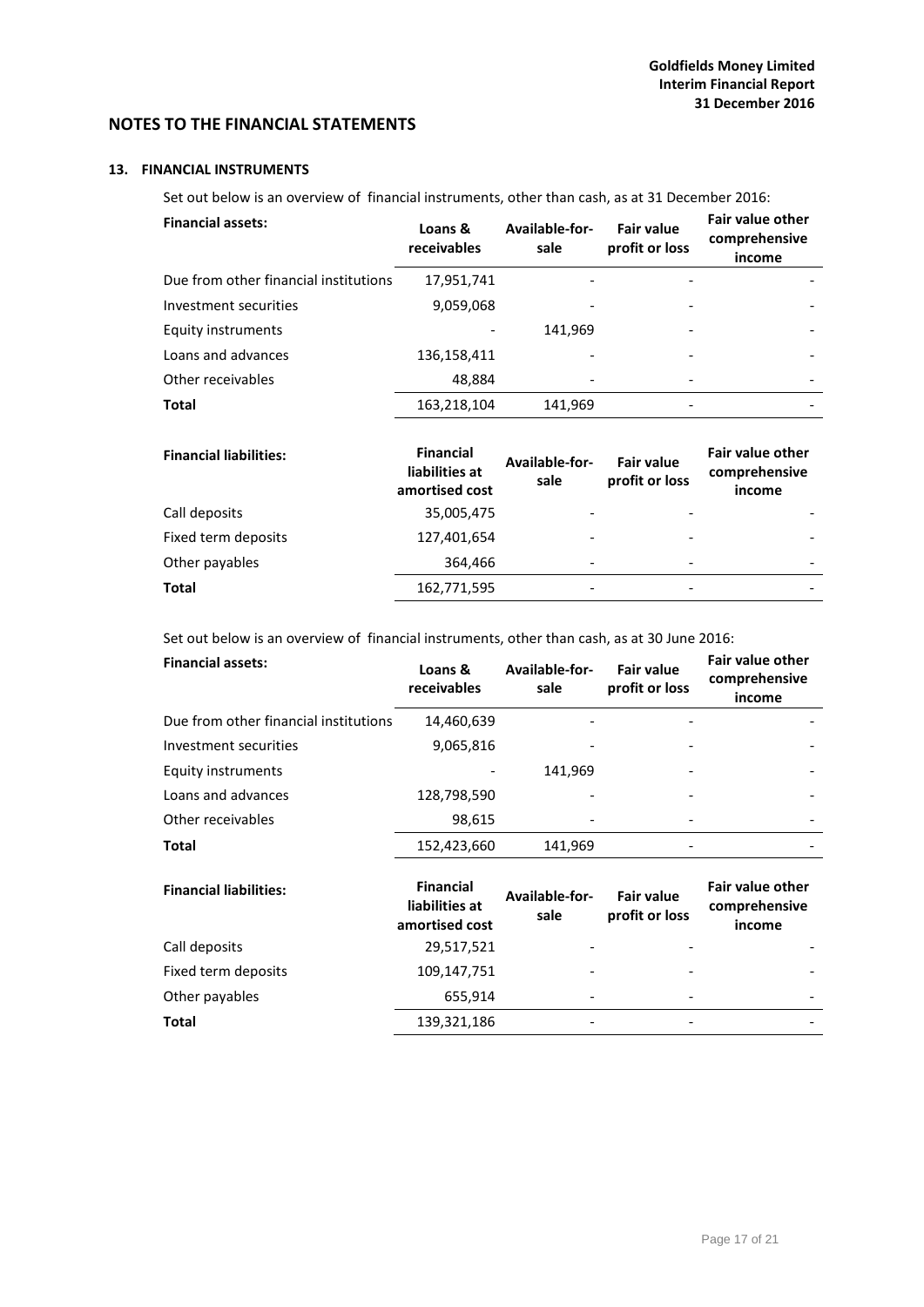## NOTES TO THE FINANCIAL STATEMENTS

### 13. FINANCIAL INSTRUMENTS

Set out below is an overview of financial instruments, other than cash, as at 31 December 2016:

| Financial assets: | Loans & receivables | Available-for-sale | Fair value profit or loss | Fair value other comprehensive income |
|---|---|---|---|---|
| Due from other financial institutions | 17,951,741 | - | - | - |
| Investment securities | 9,059,068 | - | - | - |
| Equity instruments | - | 141,969 | - | - |
| Loans and advances | 136,158,411 | - | - | - |
| Other receivables | 48,884 | - | - | - |
| **Total** | 163,218,104 | 141,969 | - | - |

| Financial liabilities: | Financial liabilities at amortised cost | Available-for-sale | Fair value profit or loss | Fair value other comprehensive income |
|---|---|---|---|---|
| Call deposits | 35,005,475 | - | - | - |
| Fixed term deposits | 127,401,654 | - | - | - |
| Other payables | 364,466 | - | - | - |
| **Total** | 162,771,595 | - | - | - |

Set out below is an overview of financial instruments, other than cash, as at 30 June 2016:

| Financial assets: | Loans & receivables | Available-for-sale | Fair value profit or loss | Fair value other comprehensive income |
|---|---|---|---|---|
| Due from other financial institutions | 14,460,639 | - | - | - |
| Investment securities | 9,065,816 | - | - | - |
| Equity instruments | - | 141,969 | - | - |
| Loans and advances | 128,798,590 | - | - | - |
| Other receivables | 98,615 | - | - | - |
| **Total** | 152,423,660 | 141,969 | - | - |

| Financial liabilities: | Financial liabilities at amortised cost | Available-for-sale | Fair value profit or loss | Fair value other comprehensive income |
|---|---|---|---|---|
| Call deposits | 29,517,521 | - | - | - |
| Fixed term deposits | 109,147,751 | - | - | - |
| Other payables | 655,914 | - | - | - |
| **Total** | 139,321,186 | - | - | - |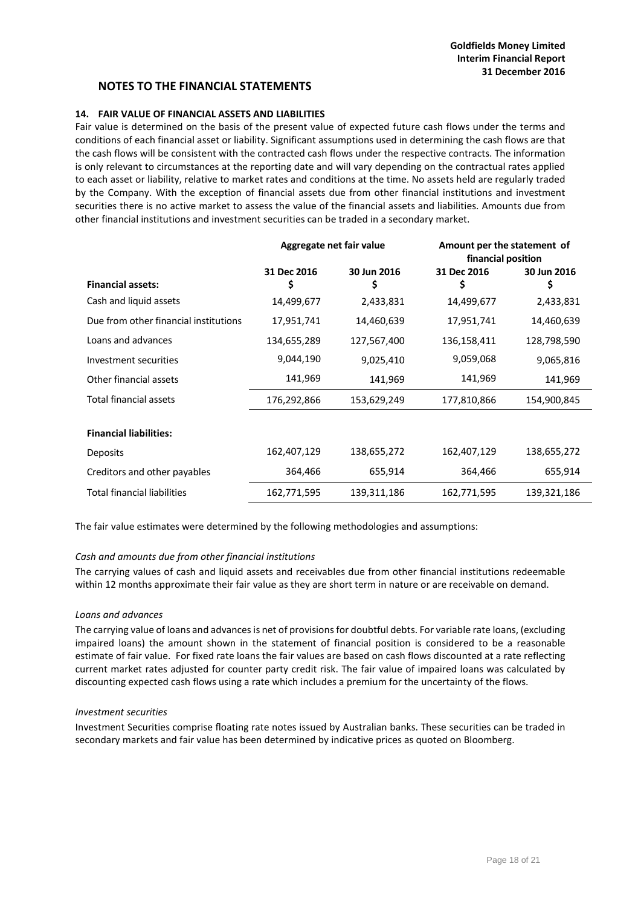## NOTES TO THE FINANCIAL STATEMENTS

### 14. FAIR VALUE OF FINANCIAL ASSETS AND LIABILITIES

Fair value is determined on the basis of the present value of expected future cash flows under the terms and conditions of each financial asset or liability. Significant assumptions used in determining the cash flows are that the cash flows will be consistent with the contracted cash flows under the respective contracts. The information is only relevant to circumstances at the reporting date and will vary depending on the contractual rates applied to each asset or liability, relative to market rates and conditions at the time. No assets held are regularly traded by the Company. With the exception of financial assets due from other financial institutions and investment securities there is no active market to assess the value of the financial assets and liabilities. Amounts due from other financial institutions and investment securities can be traded in a secondary market.

| | Aggregate net fair value | | Amount per the statement of financial position | |
|---|---|---|---|---|
| **Financial assets:** | **31 Dec 2016 $** | **30 Jun 2016 $** | **31 Dec 2016 $** | **30 Jun 2016 $** |
| Cash and liquid assets | 14,499,677 | 2,433,831 | 14,499,677 | 2,433,831 |
| Due from other financial institutions | 17,951,741 | 14,460,639 | 17,951,741 | 14,460,639 |
| Loans and advances | 134,655,289 | 127,567,400 | 136,158,411 | 128,798,590 |
| Investment securities | 9,044,190 | 9,025,410 | 9,059,068 | 9,065,816 |
| Other financial assets | 141,969 | 141,969 | 141,969 | 141,969 |
| Total financial assets | 176,292,866 | 153,629,249 | 177,810,866 | 154,900,845 |
| **Financial liabilities:** | | | | |
| Deposits | 162,407,129 | 138,655,272 | 162,407,129 | 138,655,272 |
| Creditors and other payables | 364,466 | 655,914 | 364,466 | 655,914 |
| Total financial liabilities | 162,771,595 | 139,311,186 | 162,771,595 | 139,321,186 |

The fair value estimates were determined by the following methodologies and assumptions:

*Cash and amounts due from other financial institutions*

The carrying values of cash and liquid assets and receivables due from other financial institutions redeemable within 12 months approximate their fair value as they are short term in nature or are receivable on demand.

*Loans and advances*

The carrying value of loans and advances is net of provisions for doubtful debts. For variable rate loans, (excluding impaired loans) the amount shown in the statement of financial position is considered to be a reasonable estimate of fair value. For fixed rate loans the fair values are based on cash flows discounted at a rate reflecting current market rates adjusted for counter party credit risk. The fair value of impaired loans was calculated by discounting expected cash flows using a rate which includes a premium for the uncertainty of the flows.

*Investment securities*

Investment Securities comprise floating rate notes issued by Australian banks. These securities can be traded in secondary markets and fair value has been determined by indicative prices as quoted on Bloomberg.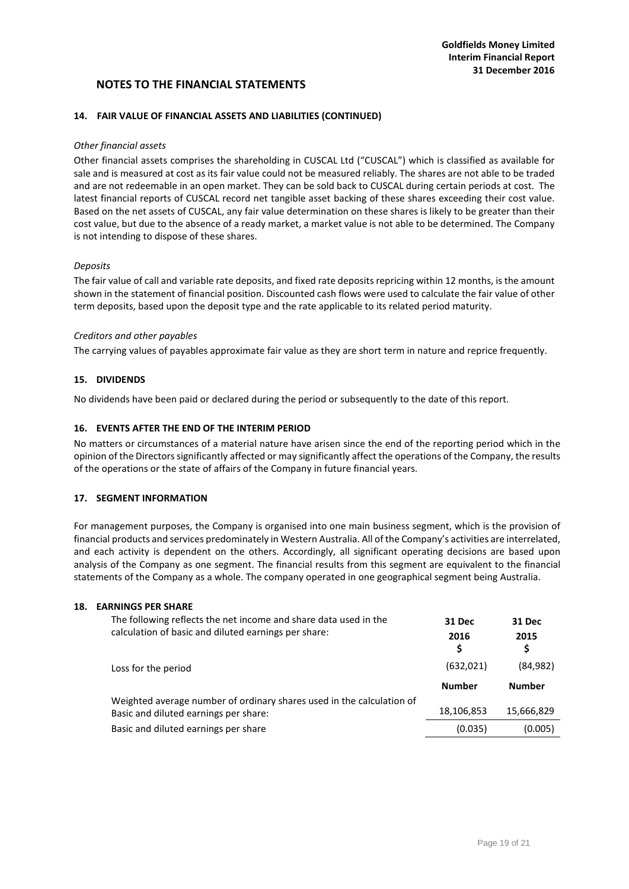## NOTES TO THE FINANCIAL STATEMENTS

### 14. FAIR VALUE OF FINANCIAL ASSETS AND LIABILITIES (CONTINUED)

*Other financial assets*

Other financial assets comprises the shareholding in CUSCAL Ltd ("CUSCAL") which is classified as available for sale and is measured at cost as its fair value could not be measured reliably. The shares are not able to be traded and are not redeemable in an open market. They can be sold back to CUSCAL during certain periods at cost. The latest financial reports of CUSCAL record net tangible asset backing of these shares exceeding their cost value. Based on the net assets of CUSCAL, any fair value determination on these shares is likely to be greater than their cost value, but due to the absence of a ready market, a market value is not able to be determined. The Company is not intending to dispose of these shares.

*Deposits*

The fair value of call and variable rate deposits, and fixed rate deposits repricing within 12 months, is the amount shown in the statement of financial position. Discounted cash flows were used to calculate the fair value of other term deposits, based upon the deposit type and the rate applicable to its related period maturity.

*Creditors and other payables*

The carrying values of payables approximate fair value as they are short term in nature and reprice frequently.

### 15. DIVIDENDS

No dividends have been paid or declared during the period or subsequently to the date of this report.

### 16. EVENTS AFTER THE END OF THE INTERIM PERIOD

No matters or circumstances of a material nature have arisen since the end of the reporting period which in the opinion of the Directors significantly affected or may significantly affect the operations of the Company, the results of the operations or the state of affairs of the Company in future financial years.

### 17. SEGMENT INFORMATION

For management purposes, the Company is organised into one main business segment, which is the provision of financial products and services predominately in Western Australia. All of the Company's activities are interrelated, and each activity is dependent on the others. Accordingly, all significant operating decisions are based upon analysis of the Company as one segment. The financial results from this segment are equivalent to the financial statements of the Company as a whole. The company operated in one geographical segment being Australia.

### 18. EARNINGS PER SHARE

| The following reflects the net income and share data used in the calculation of basic and diluted earnings per share: | 31 Dec 2016 $ | 31 Dec 2015 $ |
|---|---|---|
| Loss for the period | (632,021) | (84,982) |
| | **Number** | **Number** |
| Weighted average number of ordinary shares used in the calculation of Basic and diluted earnings per share: | 18,106,853 | 15,666,829 |
| Basic and diluted earnings per share | (0.035) | (0.005) |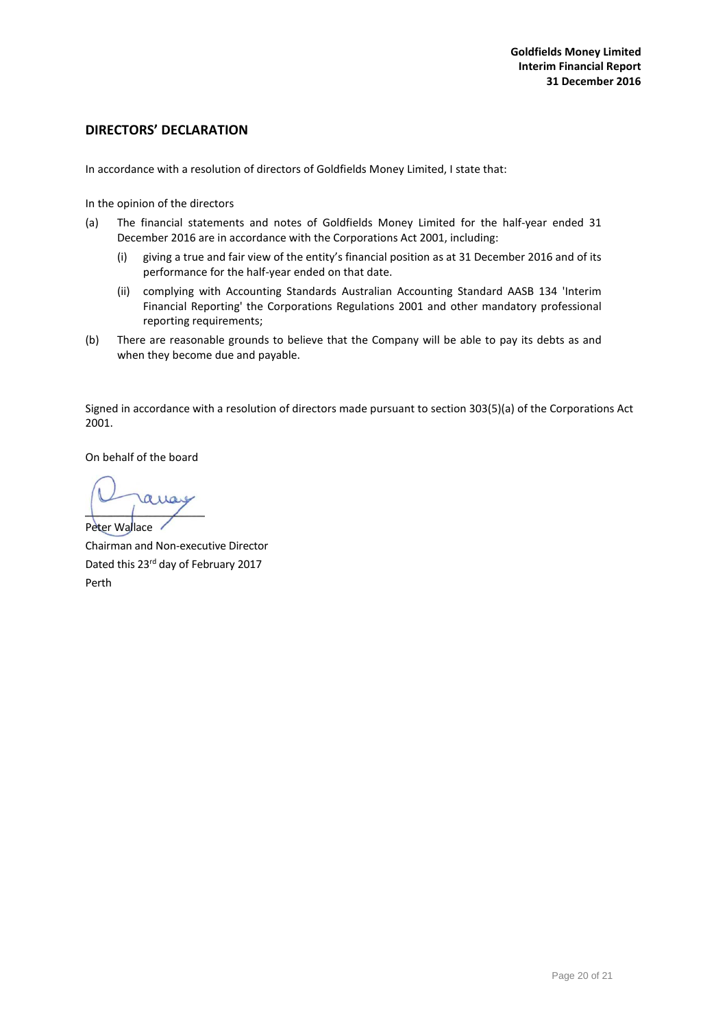## DIRECTORS' DECLARATION

In accordance with a resolution of directors of Goldfields Money Limited, I state that:

In the opinion of the directors

(a) The financial statements and notes of Goldfields Money Limited for the half-year ended 31 December 2016 are in accordance with the Corporations Act 2001, including:

   (i) giving a true and fair view of the entity's financial position as at 31 December 2016 and of its performance for the half-year ended on that date.

   (ii) complying with Accounting Standards Australian Accounting Standard AASB 134 'Interim Financial Reporting' the Corporations Regulations 2001 and other mandatory professional reporting requirements;

(b) There are reasonable grounds to believe that the Company will be able to pay its debts as and when they become due and payable.

Signed in accordance with a resolution of directors made pursuant to section 303(5)(a) of the Corporations Act 2001.

On behalf of the board

Peter Wallace
Chairman and Non-executive Director
Dated this 23rd day of February 2017
Perth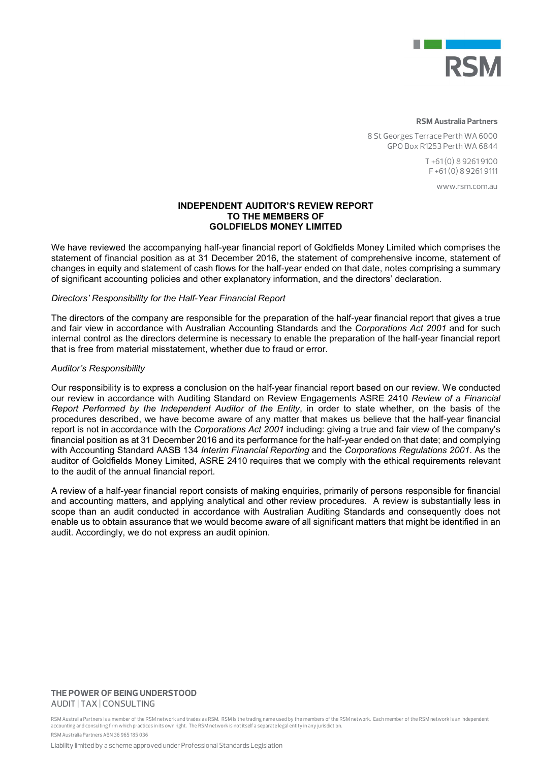**RSM Australia Partners**

8 St Georges Terrace Perth WA 6000
GPO Box R1253 Perth WA 6844

T +61 (0) 8 9261 9100
F +61 (0) 8 9261 9111

www.rsm.com.au

# INDEPENDENT AUDITOR'S REVIEW REPORT TO THE MEMBERS OF GOLDFIELDS MONEY LIMITED

We have reviewed the accompanying half-year financial report of Goldfields Money Limited which comprises the statement of financial position as at 31 December 2016, the statement of comprehensive income, statement of changes in equity and statement of cash flows for the half-year ended on that date, notes comprising a summary of significant accounting policies and other explanatory information, and the directors' declaration.

*Directors' Responsibility for the Half-Year Financial Report*

The directors of the company are responsible for the preparation of the half-year financial report that gives a true and fair view in accordance with Australian Accounting Standards and the *Corporations Act 2001* and for such internal control as the directors determine is necessary to enable the preparation of the half-year financial report that is free from material misstatement, whether due to fraud or error.

*Auditor's Responsibility*

Our responsibility is to express a conclusion on the half-year financial report based on our review. We conducted our review in accordance with Auditing Standard on Review Engagements ASRE 2410 *Review of a Financial Report Performed by the Independent Auditor of the Entity*, in order to state whether, on the basis of the procedures described, we have become aware of any matter that makes us believe that the half-year financial report is not in accordance with the *Corporations Act 2001* including: giving a true and fair view of the company's financial position as at 31 December 2016 and its performance for the half-year ended on that date; and complying with Accounting Standard AASB 134 *Interim Financial Reporting* and the *Corporations Regulations 2001*. As the auditor of Goldfields Money Limited, ASRE 2410 requires that we comply with the ethical requirements relevant to the audit of the annual financial report.

A review of a half-year financial report consists of making enquiries, primarily of persons responsible for financial and accounting matters, and applying analytical and other review procedures. A review is substantially less in scope than an audit conducted in accordance with Australian Auditing Standards and consequently does not enable us to obtain assurance that we would become aware of all significant matters that might be identified in an audit. Accordingly, we do not express an audit opinion.

**THE POWER OF BEING UNDERSTOOD**
AUDIT | TAX | CONSULTING

RSM Australia Partners is a member of the RSM network and trades as RSM. RSM is the trading name used by the members of the RSM network. Each member of the RSM network is an independent accounting and consulting firm which practices in its own right. The RSM network is not itself a separate legal entity in any jurisdiction.

RSM Australia Partners ABN 36 965 185 036

Liability limited by a scheme approved under Professional Standards Legislation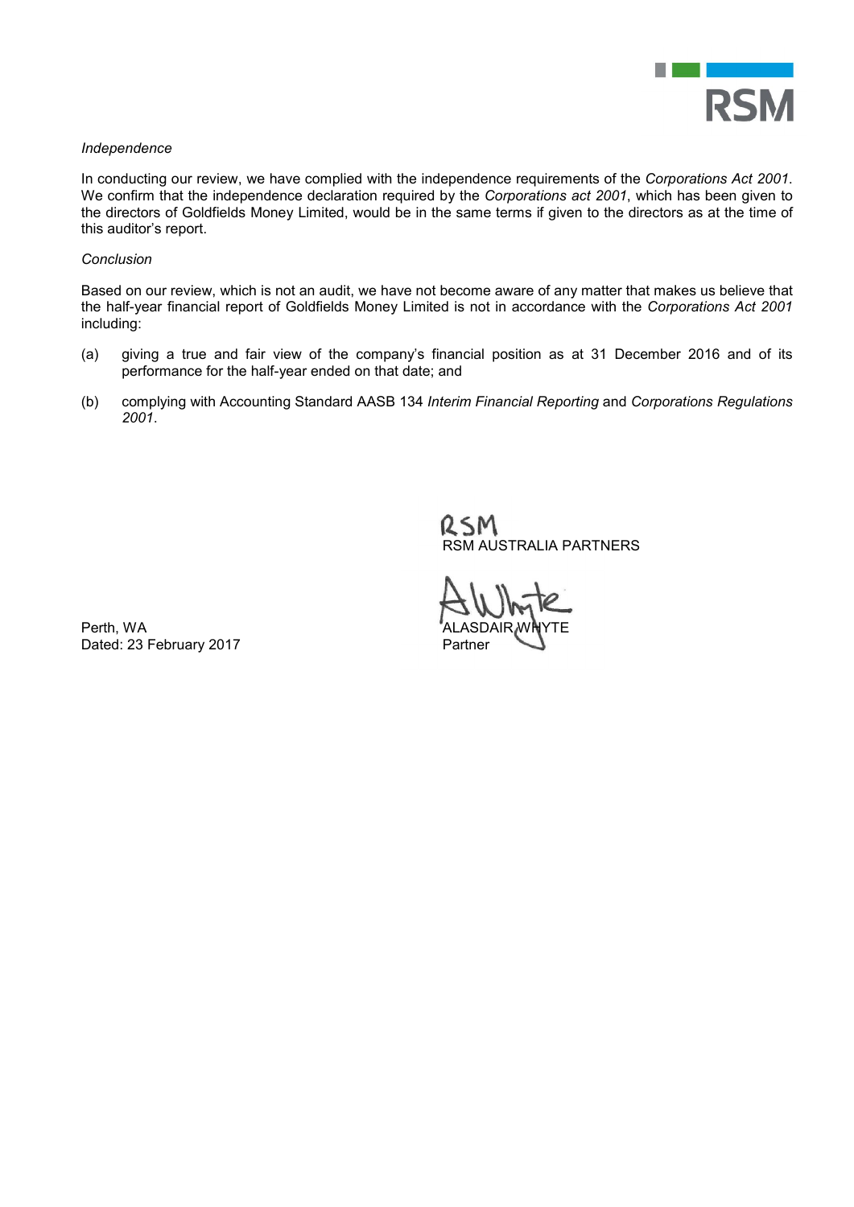*Independence*

In conducting our review, we have complied with the independence requirements of the *Corporations Act 2001*. We confirm that the independence declaration required by the *Corporations act 2001*, which has been given to the directors of Goldfields Money Limited, would be in the same terms if given to the directors as at the time of this auditor's report.

*Conclusion*

Based on our review, which is not an audit, we have not become aware of any matter that makes us believe that the half-year financial report of Goldfields Money Limited is not in accordance with the *Corporations Act 2001* including:

(a) giving a true and fair view of the company's financial position as at 31 December 2016 and of its performance for the half-year ended on that date; and

(b) complying with Accounting Standard AASB 134 *Interim Financial Reporting* and *Corporations Regulations 2001*.

RSM AUSTRALIA PARTNERS

ALASDAIR WHYTE
Partner

Perth, WA
Dated: 23 February 2017